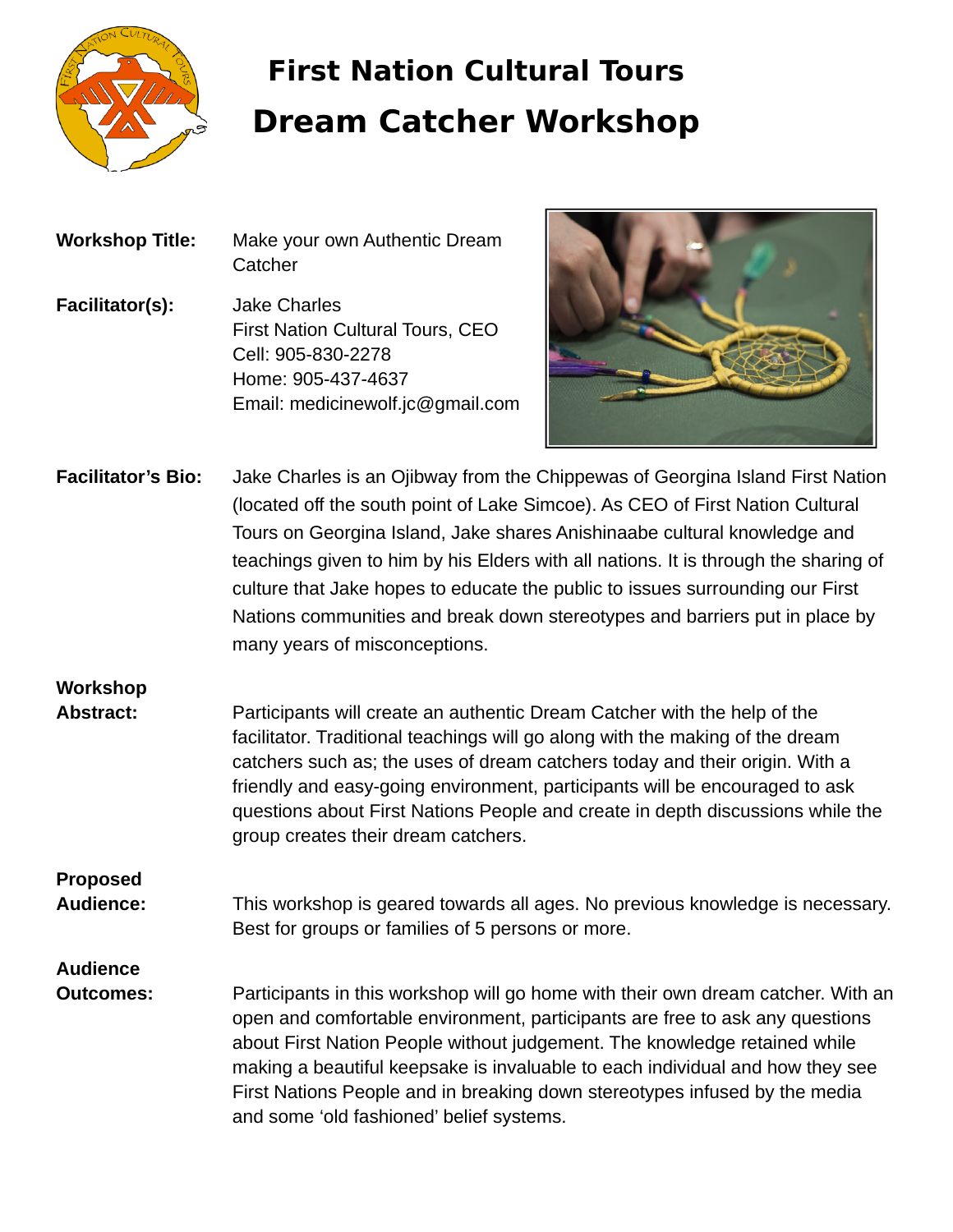# First Nation Cultural Tours

# Dream Catcher Workshop

**Workshop Title:** Make your own Authentic Dream Catcher

**Facilitator(s):** Jake Charles
First Nation Cultural Tours, CEO
Cell: 905-830-2278
Home: 905-437-4637
Email: medicinewolf.jc@gmail.com

**Facilitator's Bio:** Jake Charles is an Ojibway from the Chippewas of Georgina Island First Nation (located off the south point of Lake Simcoe). As CEO of First Nation Cultural Tours on Georgina Island, Jake shares Anishinaabe cultural knowledge and teachings given to him by his Elders with all nations. It is through the sharing of culture that Jake hopes to educate the public to issues surrounding our First Nations communities and break down stereotypes and barriers put in place by many years of misconceptions.

**Workshop Abstract:** Participants will create an authentic Dream Catcher with the help of the facilitator. Traditional teachings will go along with the making of the dream catchers such as; the uses of dream catchers today and their origin. With a friendly and easy-going environment, participants will be encouraged to ask questions about First Nations People and create in depth discussions while the group creates their dream catchers.

**Proposed Audience:** This workshop is geared towards all ages. No previous knowledge is necessary. Best for groups or families of 5 persons or more.

**Audience Outcomes:** Participants in this workshop will go home with their own dream catcher. With an open and comfortable environment, participants are free to ask any questions about First Nation People without judgement. The knowledge retained while making a beautiful keepsake is invaluable to each individual and how they see First Nations People and in breaking down stereotypes infused by the media and some 'old fashioned' belief systems.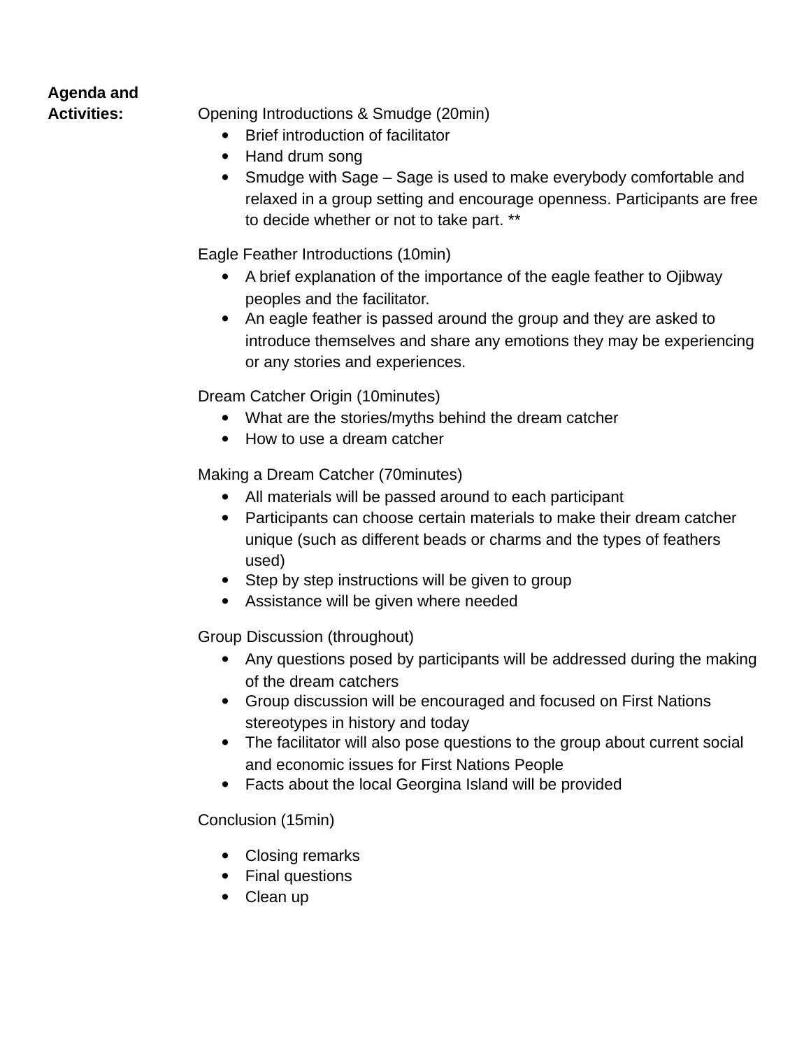**Agenda and Activities:**

Opening Introductions & Smudge (20min)

- Brief introduction of facilitator
- Hand drum song
- Smudge with Sage – Sage is used to make everybody comfortable and relaxed in a group setting and encourage openness. Participants are free to decide whether or not to take part. **

Eagle Feather Introductions (10min)

- A brief explanation of the importance of the eagle feather to Ojibway peoples and the facilitator.
- An eagle feather is passed around the group and they are asked to introduce themselves and share any emotions they may be experiencing or any stories and experiences.

Dream Catcher Origin (10minutes)

- What are the stories/myths behind the dream catcher
- How to use a dream catcher

Making a Dream Catcher (70minutes)

- All materials will be passed around to each participant
- Participants can choose certain materials to make their dream catcher unique (such as different beads or charms and the types of feathers used)
- Step by step instructions will be given to group
- Assistance will be given where needed

Group Discussion (throughout)

- Any questions posed by participants will be addressed during the making of the dream catchers
- Group discussion will be encouraged and focused on First Nations stereotypes in history and today
- The facilitator will also pose questions to the group about current social and economic issues for First Nations People
- Facts about the local Georgina Island will be provided

Conclusion (15min)

- Closing remarks
- Final questions
- Clean up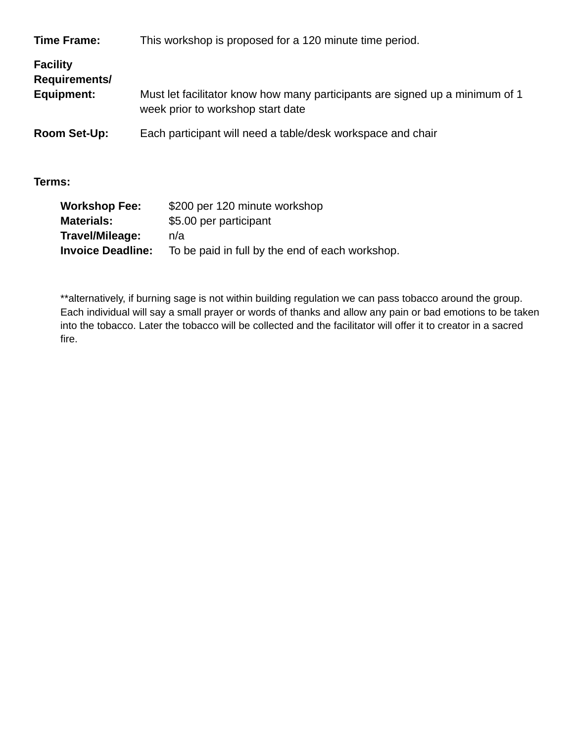**Time Frame:** This workshop is proposed for a 120 minute time period.

**Facility Requirements/ Equipment:** Must let facilitator know how many participants are signed up a minimum of 1 week prior to workshop start date

**Room Set-Up:** Each participant will need a table/desk workspace and chair

**Terms:**

**Workshop Fee:** $200 per 120 minute workshop
**Materials:** $5.00 per participant
**Travel/Mileage:** n/a
**Invoice Deadline:** To be paid in full by the end of each workshop.

**alternatively, if burning sage is not within building regulation we can pass tobacco around the group. Each individual will say a small prayer or words of thanks and allow any pain or bad emotions to be taken into the tobacco. Later the tobacco will be collected and the facilitator will offer it to creator in a sacred fire.